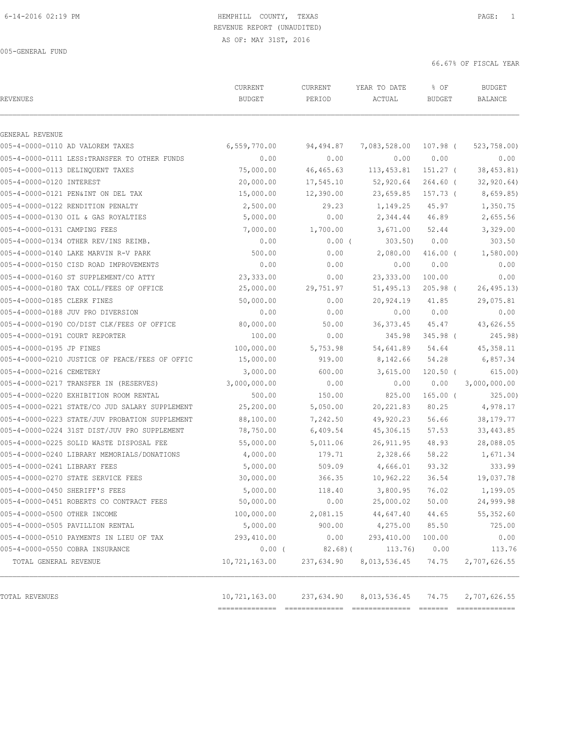6-14-2016 02:19 PM

HEMPHILL COUNTY, TEXAS
REVENUE REPORT (UNAUDITED)
AS OF: MAY 31ST, 2016

005-GENERAL FUND

66.67% OF FISCAL YEAR

| REVENUES | CURRENT BUDGET | CURRENT PERIOD | YEAR TO DATE ACTUAL | % OF BUDGET | BUDGET BALANCE |
|---|---|---|---|---|---|
| GENERAL REVENUE | | | | | |
| 005-4-0000-0110 AD VALOREM TAXES | 6,559,770.00 | 94,494.87 | 7,083,528.00 | 107.98 | ( 523,758.00) |
| 005-4-0000-0111 LESS:TRANSFER TO OTHER FUNDS | 0.00 | 0.00 | 0.00 | 0.00 | 0.00 |
| 005-4-0000-0113 DELINQUENT TAXES | 75,000.00 | 46,465.63 | 113,453.81 | 151.27 | ( 38,453.81) |
| 005-4-0000-0120 INTEREST | 20,000.00 | 17,545.10 | 52,920.64 | 264.60 | ( 32,920.64) |
| 005-4-0000-0121 PEN&INT ON DEL TAX | 15,000.00 | 12,390.00 | 23,659.85 | 157.73 | ( 8,659.85) |
| 005-4-0000-0122 RENDITION PENALTY | 2,500.00 | 29.23 | 1,149.25 | 45.97 | 1,350.75 |
| 005-4-0000-0130 OIL & GAS ROYALTIES | 5,000.00 | 0.00 | 2,344.44 | 46.89 | 2,655.56 |
| 005-4-0000-0131 CAMPING FEES | 7,000.00 | 1,700.00 | 3,671.00 | 52.44 | 3,329.00 |
| 005-4-0000-0134 OTHER REV/INS REIMB. | 0.00 | 0.00 | ( 303.50) | 0.00 | 303.50 |
| 005-4-0000-0140 LAKE MARVIN R-V PARK | 500.00 | 0.00 | 2,080.00 | 416.00 | ( 1,580.00) |
| 005-4-0000-0150 CISD ROAD IMPROVEMENTS | 0.00 | 0.00 | 0.00 | 0.00 | 0.00 |
| 005-4-0000-0160 ST SUPPLEMENT/CO ATTY | 23,333.00 | 0.00 | 23,333.00 | 100.00 | 0.00 |
| 005-4-0000-0180 TAX COLL/FEES OF OFFICE | 25,000.00 | 29,751.97 | 51,495.13 | 205.98 | ( 26,495.13) |
| 005-4-0000-0185 CLERK FINES | 50,000.00 | 0.00 | 20,924.19 | 41.85 | 29,075.81 |
| 005-4-0000-0188 JUV PRO DIVERSION | 0.00 | 0.00 | 0.00 | 0.00 | 0.00 |
| 005-4-0000-0190 CO/DIST CLK/FEES OF OFFICE | 80,000.00 | 50.00 | 36,373.45 | 45.47 | 43,626.55 |
| 005-4-0000-0191 COURT REPORTER | 100.00 | 0.00 | 345.98 | 345.98 | ( 245.98) |
| 005-4-0000-0195 JP FINES | 100,000.00 | 5,753.98 | 54,641.89 | 54.64 | 45,358.11 |
| 005-4-0000-0210 JUSTICE OF PEACE/FEES OF OFFIC | 15,000.00 | 919.00 | 8,142.66 | 54.28 | 6,857.34 |
| 005-4-0000-0216 CEMETERY | 3,000.00 | 600.00 | 3,615.00 | 120.50 | ( 615.00) |
| 005-4-0000-0217 TRANSFER IN (RESERVES) | 3,000,000.00 | 0.00 | 0.00 | 0.00 | 3,000,000.00 |
| 005-4-0000-0220 EXHIBITION ROOM RENTAL | 500.00 | 150.00 | 825.00 | 165.00 | ( 325.00) |
| 005-4-0000-0221 STATE/CO JUD SALARY SUPPLEMENT | 25,200.00 | 5,050.00 | 20,221.83 | 80.25 | 4,978.17 |
| 005-4-0000-0223 STATE/JUV PROBATION SUPPLEMENT | 88,100.00 | 7,242.50 | 49,920.23 | 56.66 | 38,179.77 |
| 005-4-0000-0224 31ST DIST/JUV PRO SUPPLEMENT | 78,750.00 | 6,409.54 | 45,306.15 | 57.53 | 33,443.85 |
| 005-4-0000-0225 SOLID WASTE DISPOSAL FEE | 55,000.00 | 5,011.06 | 26,911.95 | 48.93 | 28,088.05 |
| 005-4-0000-0240 LIBRARY MEMORIALS/DONATIONS | 4,000.00 | 179.71 | 2,328.66 | 58.22 | 1,671.34 |
| 005-4-0000-0241 LIBRARY FEES | 5,000.00 | 509.09 | 4,666.01 | 93.32 | 333.99 |
| 005-4-0000-0270 STATE SERVICE FEES | 30,000.00 | 366.35 | 10,962.22 | 36.54 | 19,037.78 |
| 005-4-0000-0450 SHERIFF'S FEES | 5,000.00 | 118.40 | 3,800.95 | 76.02 | 1,199.05 |
| 005-4-0000-0451 ROBERTS CO CONTRACT FEES | 50,000.00 | 0.00 | 25,000.02 | 50.00 | 24,999.98 |
| 005-4-0000-0500 OTHER INCOME | 100,000.00 | 2,081.15 | 44,647.40 | 44.65 | 55,352.60 |
| 005-4-0000-0505 PAVILLION RENTAL | 5,000.00 | 900.00 | 4,275.00 | 85.50 | 725.00 |
| 005-4-0000-0510 PAYMENTS IN LIEU OF TAX | 293,410.00 | 0.00 | 293,410.00 | 100.00 | 0.00 |
| 005-4-0000-0550 COBRA INSURANCE | 0.00 | ( 82.68) | ( 113.76) | 0.00 | 113.76 |
| TOTAL GENERAL REVENUE | 10,721,163.00 | 237,634.90 | 8,013,536.45 | 74.75 | 2,707,626.55 |
| TOTAL REVENUES | 10,721,163.00 | 237,634.90 | 8,013,536.45 | 74.75 | 2,707,626.55 |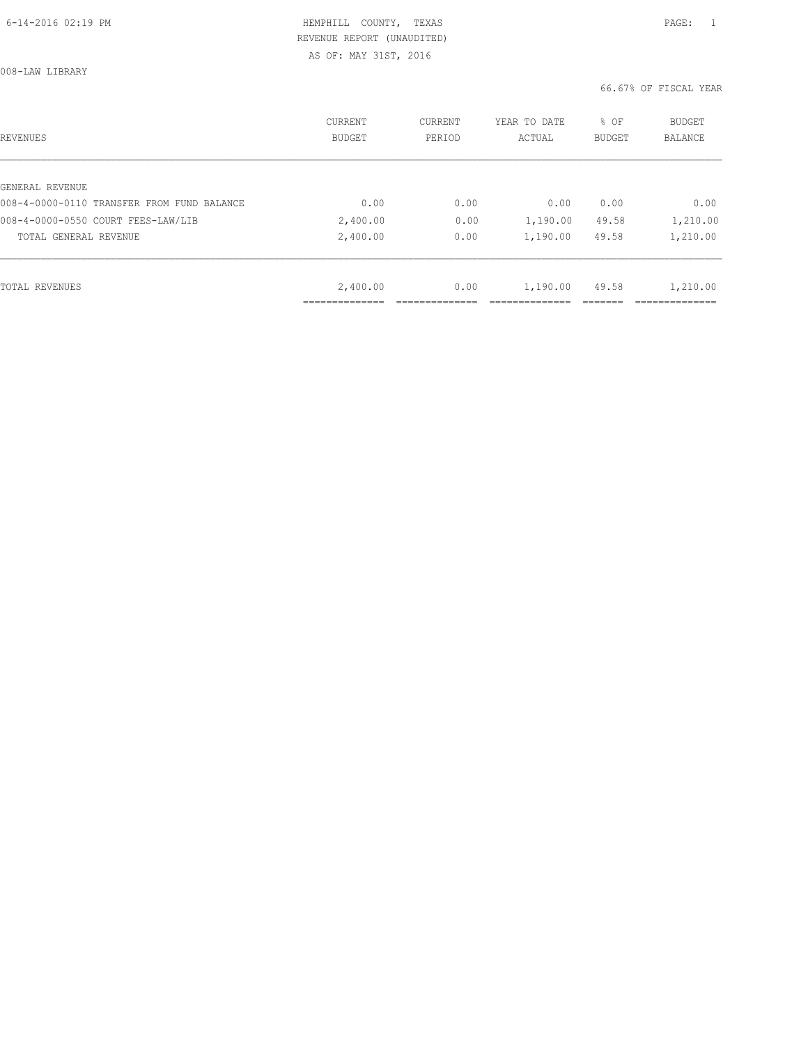HEMPHILL COUNTY, TEXAS
REVENUE REPORT (UNAUDITED)
AS OF: MAY 31ST, 2016

008-LAW LIBRARY

66.67% OF FISCAL YEAR

| REVENUES | CURRENT BUDGET | CURRENT PERIOD | YEAR TO DATE ACTUAL | % OF BUDGET | BUDGET BALANCE |
|---|---|---|---|---|---|
| GENERAL REVENUE | | | | | |
| 008-4-0000-0110 TRANSFER FROM FUND BALANCE | 0.00 | 0.00 | 0.00 | 0.00 | 0.00 |
| 008-4-0000-0550 COURT FEES-LAW/LIB | 2,400.00 | 0.00 | 1,190.00 | 49.58 | 1,210.00 |
| TOTAL GENERAL REVENUE | 2,400.00 | 0.00 | 1,190.00 | 49.58 | 1,210.00 |
| TOTAL REVENUES | 2,400.00 | 0.00 | 1,190.00 | 49.58 | 1,210.00 |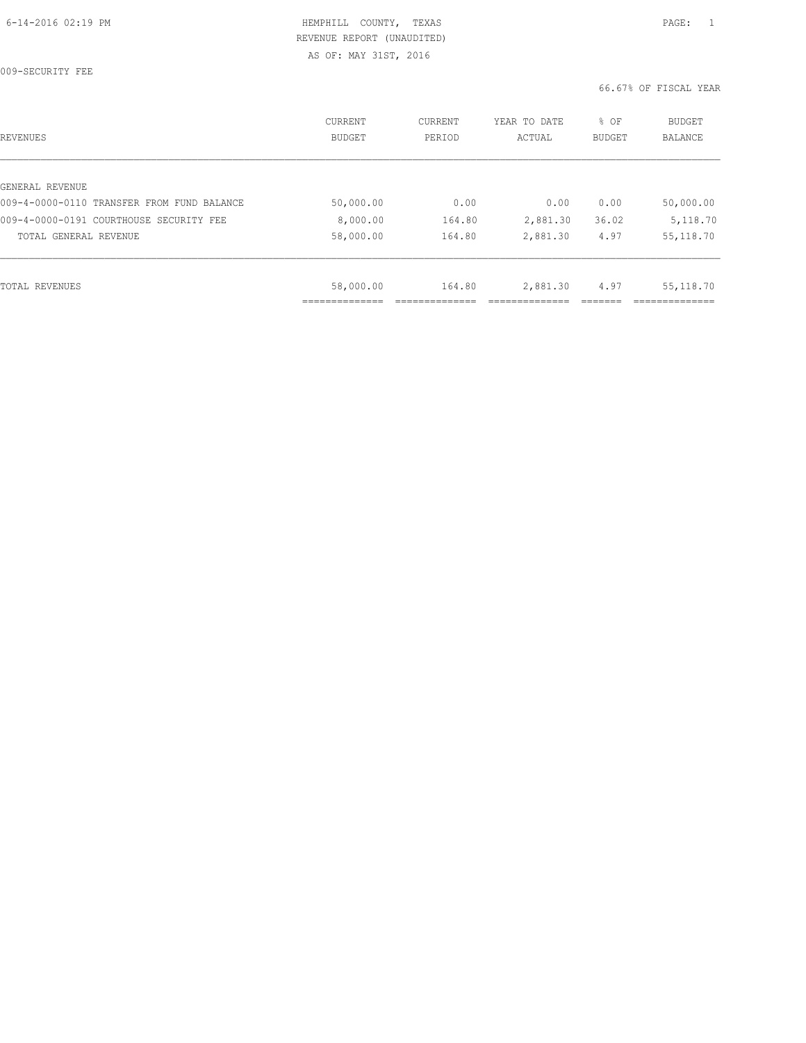HEMPHILL COUNTY, TEXAS
REVENUE REPORT (UNAUDITED)
AS OF: MAY 31ST, 2016

009-SECURITY FEE

66.67% OF FISCAL YEAR

| REVENUES | CURRENT BUDGET | CURRENT PERIOD | YEAR TO DATE ACTUAL | % OF BUDGET | BUDGET BALANCE |
|---|---|---|---|---|---|
| GENERAL REVENUE | | | | | |
| 009-4-0000-0110 TRANSFER FROM FUND BALANCE | 50,000.00 | 0.00 | 0.00 | 0.00 | 50,000.00 |
| 009-4-0000-0191 COURTHOUSE SECURITY FEE | 8,000.00 | 164.80 | 2,881.30 | 36.02 | 5,118.70 |
| TOTAL GENERAL REVENUE | 58,000.00 | 164.80 | 2,881.30 | 4.97 | 55,118.70 |
| TOTAL REVENUES | 58,000.00 | 164.80 | 2,881.30 | 4.97 | 55,118.70 |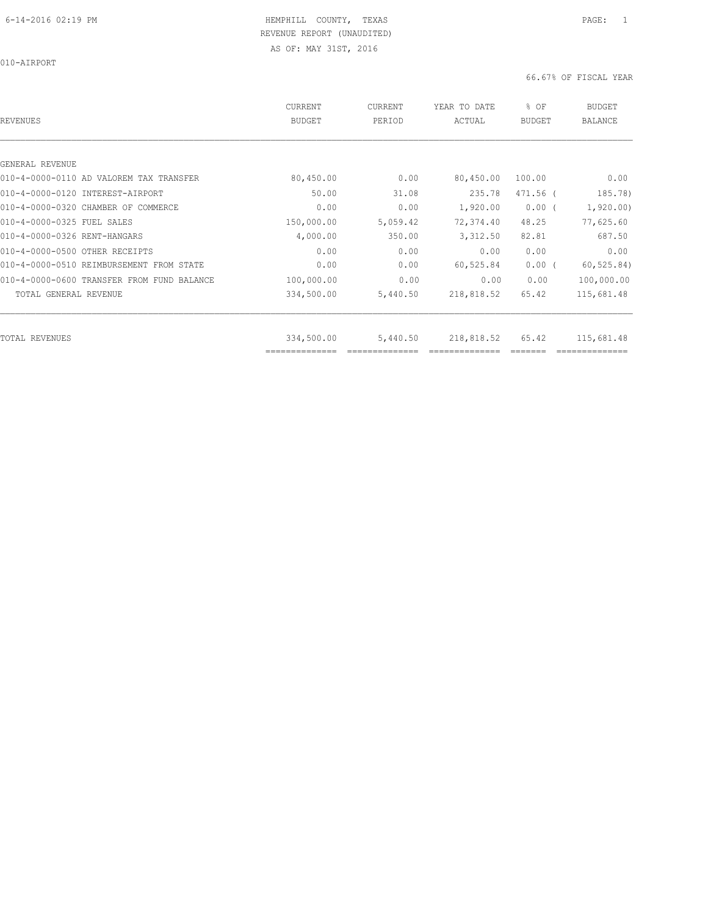6-14-2016 02:19 PM HEMPHILL COUNTY, TEXAS PAGE: 1

REVENUE REPORT (UNAUDITED)

AS OF: MAY 31ST, 2016

010-AIRPORT

66.67% OF FISCAL YEAR

| REVENUES | CURRENT BUDGET | CURRENT PERIOD | YEAR TO DATE ACTUAL | % OF BUDGET | BUDGET BALANCE |
|---|---|---|---|---|---|
| GENERAL REVENUE | | | | | |
| 010-4-0000-0110 AD VALOREM TAX TRANSFER | 80,450.00 | 0.00 | 80,450.00 | 100.00 | 0.00 |
| 010-4-0000-0120 INTEREST-AIRPORT | 50.00 | 31.08 | 235.78 | 471.56 ( | 185.78) |
| 010-4-0000-0320 CHAMBER OF COMMERCE | 0.00 | 0.00 | 1,920.00 | 0.00 ( | 1,920.00) |
| 010-4-0000-0325 FUEL SALES | 150,000.00 | 5,059.42 | 72,374.40 | 48.25 | 77,625.60 |
| 010-4-0000-0326 RENT-HANGARS | 4,000.00 | 350.00 | 3,312.50 | 82.81 | 687.50 |
| 010-4-0000-0500 OTHER RECEIPTS | 0.00 | 0.00 | 0.00 | 0.00 | 0.00 |
| 010-4-0000-0510 REIMBURSEMENT FROM STATE | 0.00 | 0.00 | 60,525.84 | 0.00 ( | 60,525.84) |
| 010-4-0000-0600 TRANSFER FROM FUND BALANCE | 100,000.00 | 0.00 | 0.00 | 0.00 | 100,000.00 |
| TOTAL GENERAL REVENUE | 334,500.00 | 5,440.50 | 218,818.52 | 65.42 | 115,681.48 |
| TOTAL REVENUES | 334,500.00 | 5,440.50 | 218,818.52 | 65.42 | 115,681.48 |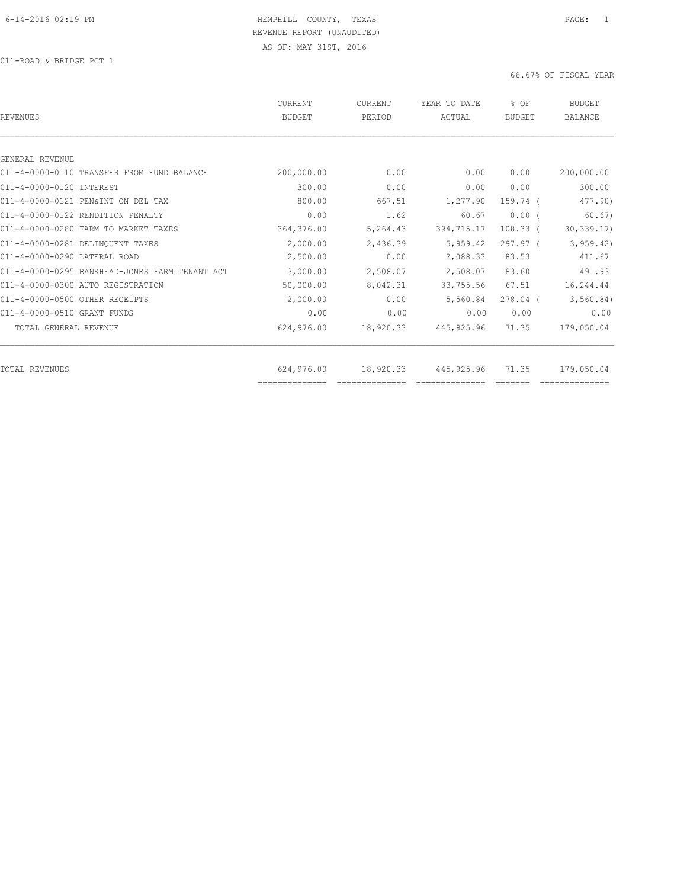HEMPHILL COUNTY, TEXAS
REVENUE REPORT (UNAUDITED)
AS OF: MAY 31ST, 2016

011-ROAD & BRIDGE PCT 1

66.67% OF FISCAL YEAR

| REVENUES | CURRENT BUDGET | CURRENT PERIOD | YEAR TO DATE ACTUAL | % OF BUDGET | BUDGET BALANCE |
|---|---|---|---|---|---|
| GENERAL REVENUE | | | | | |
| 011-4-0000-0110 TRANSFER FROM FUND BALANCE | 200,000.00 | 0.00 | 0.00 | 0.00 | 200,000.00 |
| 011-4-0000-0120 INTEREST | 300.00 | 0.00 | 0.00 | 0.00 | 300.00 |
| 011-4-0000-0121 PEN&INT ON DEL TAX | 800.00 | 667.51 | 1,277.90 | 159.74 ( | 477.90) |
| 011-4-0000-0122 RENDITION PENALTY | 0.00 | 1.62 | 60.67 | 0.00 ( | 60.67) |
| 011-4-0000-0280 FARM TO MARKET TAXES | 364,376.00 | 5,264.43 | 394,715.17 | 108.33 ( | 30,339.17) |
| 011-4-0000-0281 DELINQUENT TAXES | 2,000.00 | 2,436.39 | 5,959.42 | 297.97 ( | 3,959.42) |
| 011-4-0000-0290 LATERAL ROAD | 2,500.00 | 0.00 | 2,088.33 | 83.53 | 411.67 |
| 011-4-0000-0295 BANKHEAD-JONES FARM TENANT ACT | 3,000.00 | 2,508.07 | 2,508.07 | 83.60 | 491.93 |
| 011-4-0000-0300 AUTO REGISTRATION | 50,000.00 | 8,042.31 | 33,755.56 | 67.51 | 16,244.44 |
| 011-4-0000-0500 OTHER RECEIPTS | 2,000.00 | 0.00 | 5,560.84 | 278.04 ( | 3,560.84) |
| 011-4-0000-0510 GRANT FUNDS | 0.00 | 0.00 | 0.00 | 0.00 | 0.00 |
| TOTAL GENERAL REVENUE | 624,976.00 | 18,920.33 | 445,925.96 | 71.35 | 179,050.04 |
| TOTAL REVENUES | 624,976.00 | 18,920.33 | 445,925.96 | 71.35 | 179,050.04 |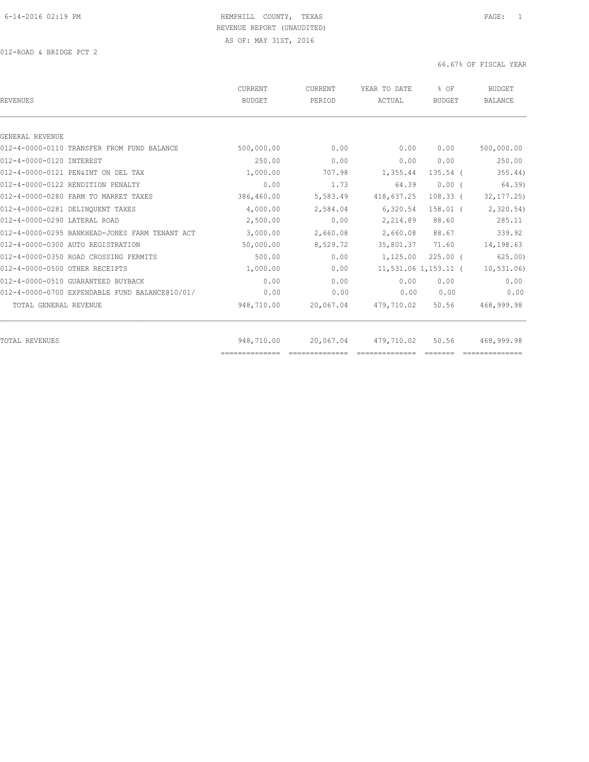HEMPHILL COUNTY, TEXAS
REVENUE REPORT (UNAUDITED)
AS OF: MAY 31ST, 2016

012-ROAD & BRIDGE PCT 2

66.67% OF FISCAL YEAR

| REVENUES | CURRENT BUDGET | CURRENT PERIOD | YEAR TO DATE ACTUAL | % OF BUDGET | BUDGET BALANCE |
|---|---|---|---|---|---|
| GENERAL REVENUE | | | | | |
| 012-4-0000-0110 TRANSFER FROM FUND BALANCE | 500,000.00 | 0.00 | 0.00 | 0.00 | 500,000.00 |
| 012-4-0000-0120 INTEREST | 250.00 | 0.00 | 0.00 | 0.00 | 250.00 |
| 012-4-0000-0121 PEN&INT ON DEL TAX | 1,000.00 | 707.98 | 1,355.44 | 135.54 ( | 355.44) |
| 012-4-0000-0122 RENDITION PENALTY | 0.00 | 1.73 | 64.39 | 0.00 ( | 64.39) |
| 012-4-0000-0280 FARM TO MARKET TAXES | 386,460.00 | 5,583.49 | 418,637.25 | 108.33 ( | 32,177.25) |
| 012-4-0000-0281 DELINQUENT TAXES | 4,000.00 | 2,584.04 | 6,320.54 | 158.01 ( | 2,320.54) |
| 012-4-0000-0290 LATERAL ROAD | 2,500.00 | 0.00 | 2,214.89 | 88.60 | 285.11 |
| 012-4-0000-0295 BANKHEAD-JONES FARM TENANT ACT | 3,000.00 | 2,660.08 | 2,660.08 | 88.67 | 339.92 |
| 012-4-0000-0300 AUTO REGISTRATION | 50,000.00 | 8,529.72 | 35,801.37 | 71.60 | 14,198.63 |
| 012-4-0000-0350 ROAD CROSSING PERMITS | 500.00 | 0.00 | 1,125.00 | 225.00 ( | 625.00) |
| 012-4-0000-0500 OTHER RECEIPTS | 1,000.00 | 0.00 | 11,531.06 | 1,153.11 ( | 10,531.06) |
| 012-4-0000-0510 GUARANTEED BUYBACK | 0.00 | 0.00 | 0.00 | 0.00 | 0.00 |
| 012-4-0000-0700 EXPENDABLE FUND BALANCE@10/01/ | 0.00 | 0.00 | 0.00 | 0.00 | 0.00 |
| TOTAL GENERAL REVENUE | 948,710.00 | 20,067.04 | 479,710.02 | 50.56 | 468,999.98 |
| TOTAL REVENUES | 948,710.00 | 20,067.04 | 479,710.02 | 50.56 | 468,999.98 |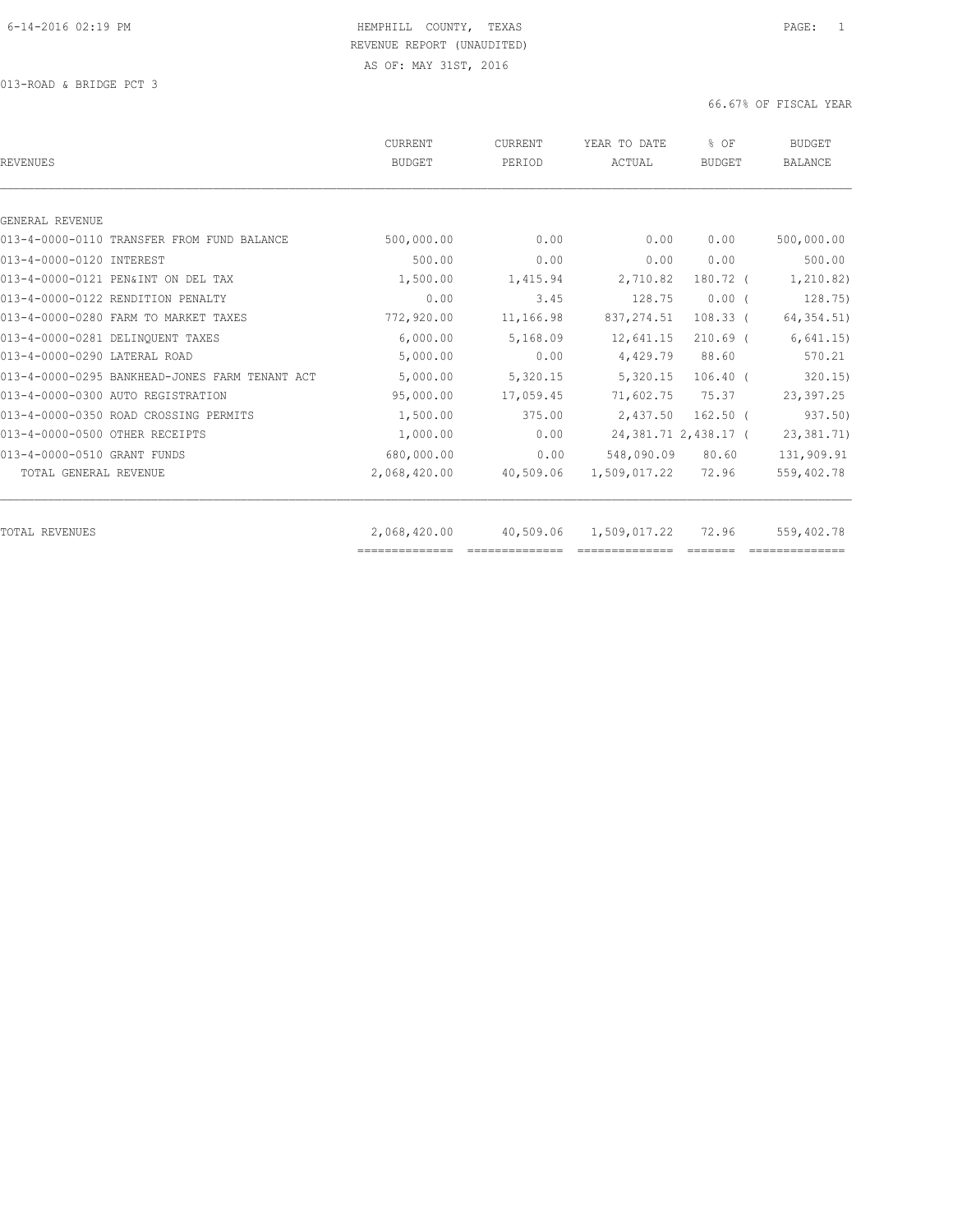HEMPHILL COUNTY, TEXAS
REVENUE REPORT (UNAUDITED)
AS OF: MAY 31ST, 2016

013-ROAD & BRIDGE PCT 3

66.67% OF FISCAL YEAR

| REVENUES | CURRENT BUDGET | CURRENT PERIOD | YEAR TO DATE ACTUAL | % OF BUDGET | BUDGET BALANCE |
|---|---|---|---|---|---|
| GENERAL REVENUE | | | | | |
| 013-4-0000-0110 TRANSFER FROM FUND BALANCE | 500,000.00 | 0.00 | 0.00 | 0.00 | 500,000.00 |
| 013-4-0000-0120 INTEREST | 500.00 | 0.00 | 0.00 | 0.00 | 500.00 |
| 013-4-0000-0121 PEN&INT ON DEL TAX | 1,500.00 | 1,415.94 | 2,710.82 | 180.72 | ( 1,210.82) |
| 013-4-0000-0122 RENDITION PENALTY | 0.00 | 3.45 | 128.75 | 0.00 | ( 128.75) |
| 013-4-0000-0280 FARM TO MARKET TAXES | 772,920.00 | 11,166.98 | 837,274.51 | 108.33 | ( 64,354.51) |
| 013-4-0000-0281 DELINQUENT TAXES | 6,000.00 | 5,168.09 | 12,641.15 | 210.69 | ( 6,641.15) |
| 013-4-0000-0290 LATERAL ROAD | 5,000.00 | 0.00 | 4,429.79 | 88.60 | 570.21 |
| 013-4-0000-0295 BANKHEAD-JONES FARM TENANT ACT | 5,000.00 | 5,320.15 | 5,320.15 | 106.40 | ( 320.15) |
| 013-4-0000-0300 AUTO REGISTRATION | 95,000.00 | 17,059.45 | 71,602.75 | 75.37 | 23,397.25 |
| 013-4-0000-0350 ROAD CROSSING PERMITS | 1,500.00 | 375.00 | 2,437.50 | 162.50 | ( 937.50) |
| 013-4-0000-0500 OTHER RECEIPTS | 1,000.00 | 0.00 | 24,381.71 | 2,438.17 | ( 23,381.71) |
| 013-4-0000-0510 GRANT FUNDS | 680,000.00 | 0.00 | 548,090.09 | 80.60 | 131,909.91 |
| TOTAL GENERAL REVENUE | 2,068,420.00 | 40,509.06 | 1,509,017.22 | 72.96 | 559,402.78 |
| TOTAL REVENUES | 2,068,420.00 | 40,509.06 | 1,509,017.22 | 72.96 | 559,402.78 |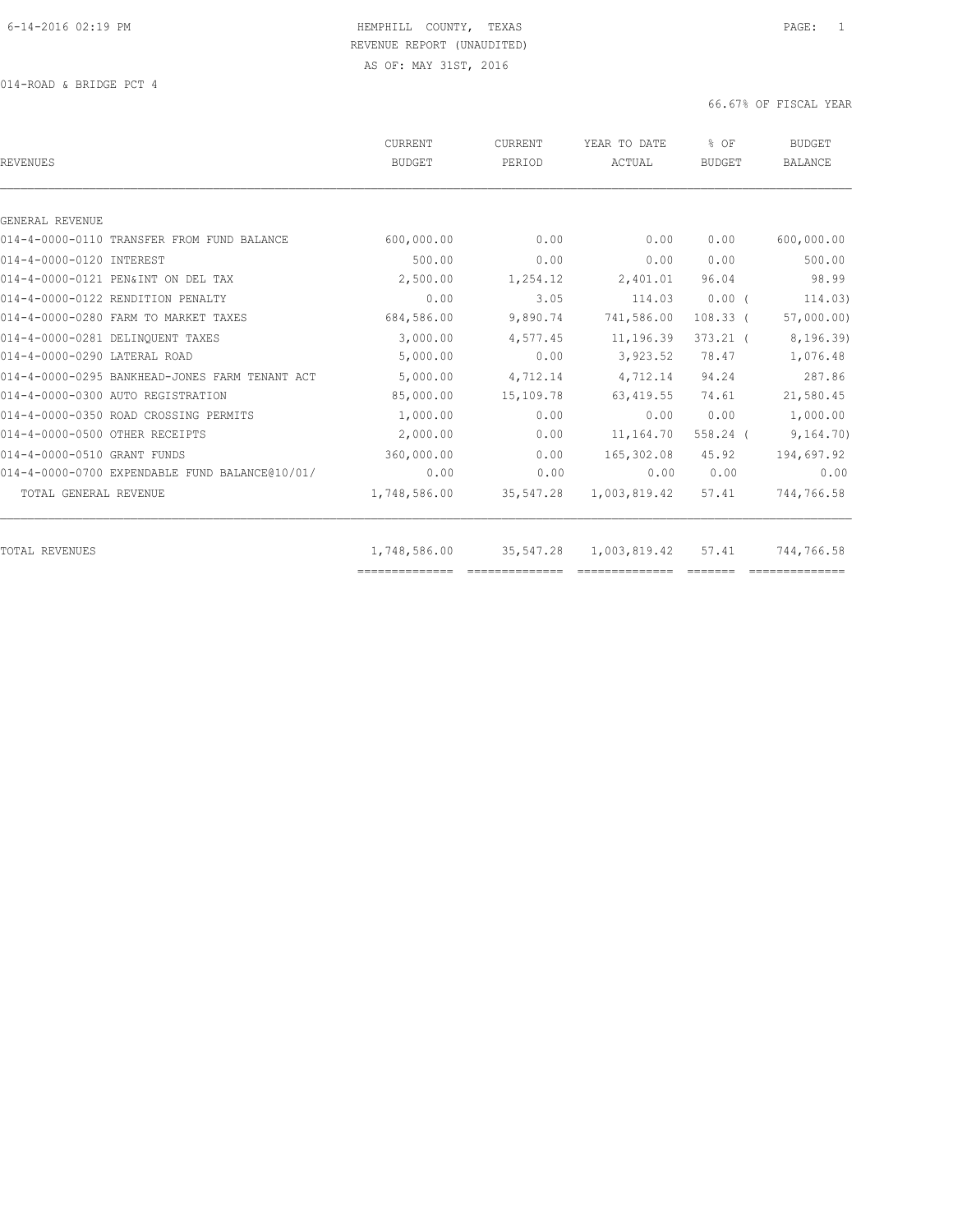HEMPHILL COUNTY, TEXAS
REVENUE REPORT (UNAUDITED)
AS OF: MAY 31ST, 2016

014-ROAD & BRIDGE PCT 4

66.67% OF FISCAL YEAR

| REVENUES | CURRENT BUDGET | CURRENT PERIOD | YEAR TO DATE ACTUAL | % OF BUDGET | BUDGET BALANCE |
|---|---|---|---|---|---|
| GENERAL REVENUE | | | | | |
| 014-4-0000-0110 TRANSFER FROM FUND BALANCE | 600,000.00 | 0.00 | 0.00 | 0.00 | 600,000.00 |
| 014-4-0000-0120 INTEREST | 500.00 | 0.00 | 0.00 | 0.00 | 500.00 |
| 014-4-0000-0121 PEN&INT ON DEL TAX | 2,500.00 | 1,254.12 | 2,401.01 | 96.04 | 98.99 |
| 014-4-0000-0122 RENDITION PENALTY | 0.00 | 3.05 | 114.03 | 0.00 | ( 114.03) |
| 014-4-0000-0280 FARM TO MARKET TAXES | 684,586.00 | 9,890.74 | 741,586.00 | 108.33 | ( 57,000.00) |
| 014-4-0000-0281 DELINQUENT TAXES | 3,000.00 | 4,577.45 | 11,196.39 | 373.21 | ( 8,196.39) |
| 014-4-0000-0290 LATERAL ROAD | 5,000.00 | 0.00 | 3,923.52 | 78.47 | 1,076.48 |
| 014-4-0000-0295 BANKHEAD-JONES FARM TENANT ACT | 5,000.00 | 4,712.14 | 4,712.14 | 94.24 | 287.86 |
| 014-4-0000-0300 AUTO REGISTRATION | 85,000.00 | 15,109.78 | 63,419.55 | 74.61 | 21,580.45 |
| 014-4-0000-0350 ROAD CROSSING PERMITS | 1,000.00 | 0.00 | 0.00 | 0.00 | 1,000.00 |
| 014-4-0000-0500 OTHER RECEIPTS | 2,000.00 | 0.00 | 11,164.70 | 558.24 | ( 9,164.70) |
| 014-4-0000-0510 GRANT FUNDS | 360,000.00 | 0.00 | 165,302.08 | 45.92 | 194,697.92 |
| 014-4-0000-0700 EXPENDABLE FUND BALANCE@10/01/ | 0.00 | 0.00 | 0.00 | 0.00 | 0.00 |
| TOTAL GENERAL REVENUE | 1,748,586.00 | 35,547.28 | 1,003,819.42 | 57.41 | 744,766.58 |
| TOTAL REVENUES | 1,748,586.00 | 35,547.28 | 1,003,819.42 | 57.41 | 744,766.58 |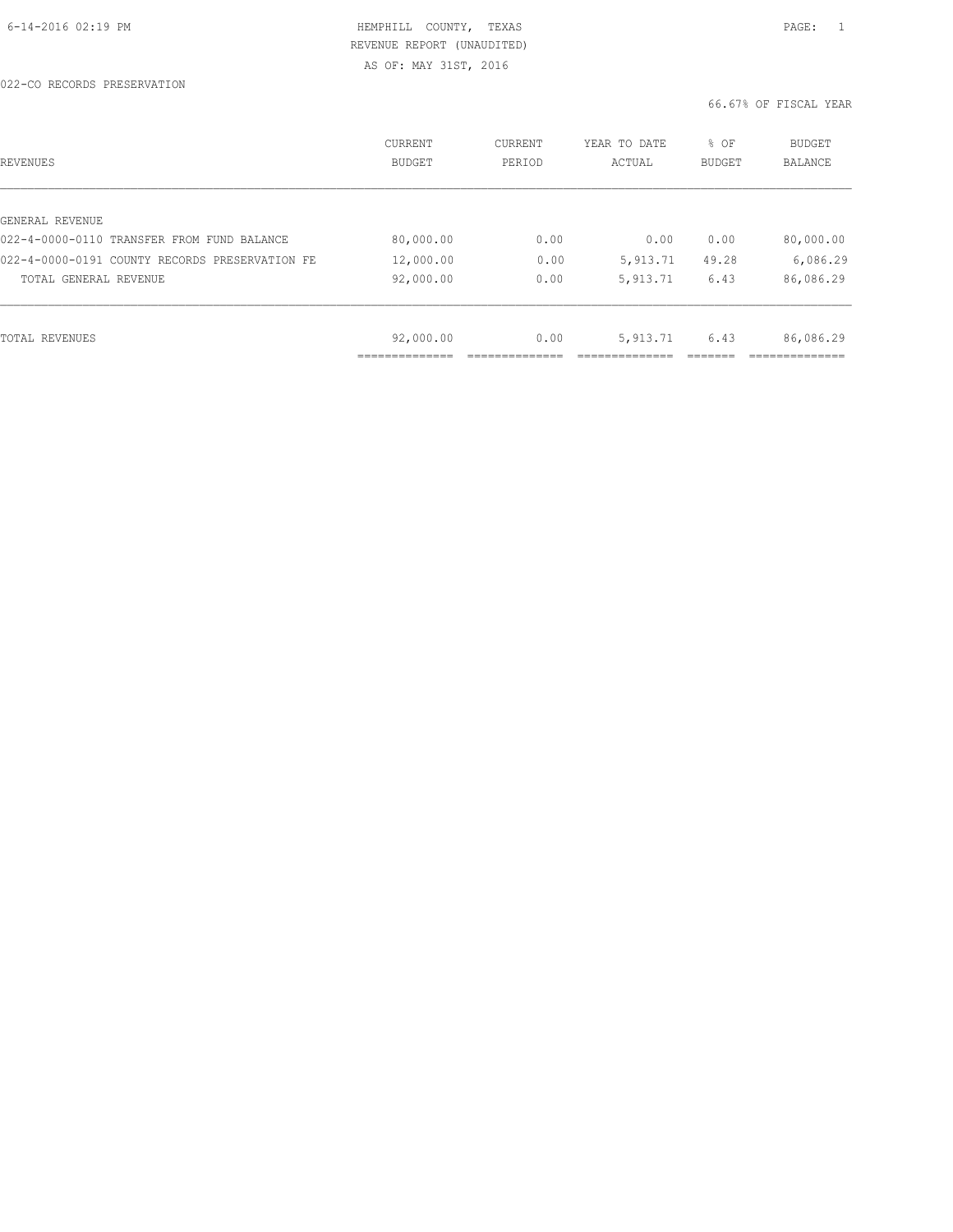HEMPHILL COUNTY, TEXAS
REVENUE REPORT (UNAUDITED)
AS OF: MAY 31ST, 2016

022-CO RECORDS PRESERVATION

66.67% OF FISCAL YEAR

| REVENUES | CURRENT BUDGET | CURRENT PERIOD | YEAR TO DATE ACTUAL | % OF BUDGET | BUDGET BALANCE |
|---|---|---|---|---|---|
| GENERAL REVENUE | | | | | |
| 022-4-0000-0110 TRANSFER FROM FUND BALANCE | 80,000.00 | 0.00 | 0.00 | 0.00 | 80,000.00 |
| 022-4-0000-0191 COUNTY RECORDS PRESERVATION FE | 12,000.00 | 0.00 | 5,913.71 | 49.28 | 6,086.29 |
| TOTAL GENERAL REVENUE | 92,000.00 | 0.00 | 5,913.71 | 6.43 | 86,086.29 |
| TOTAL REVENUES | 92,000.00 | 0.00 | 5,913.71 | 6.43 | 86,086.29 |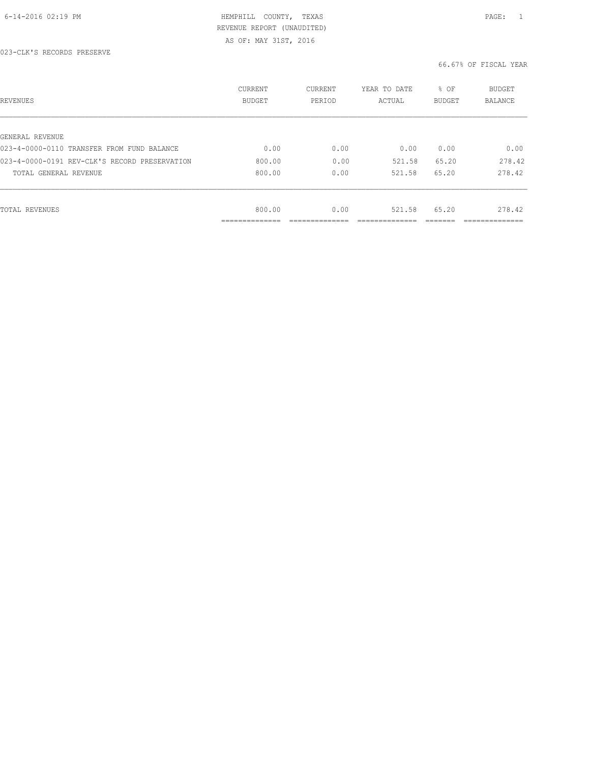HEMPHILL COUNTY, TEXAS
REVENUE REPORT (UNAUDITED)
AS OF: MAY 31ST, 2016

023-CLK'S RECORDS PRESERVE

66.67% OF FISCAL YEAR

| REVENUES | CURRENT BUDGET | CURRENT PERIOD | YEAR TO DATE ACTUAL | % OF BUDGET | BUDGET BALANCE |
|---|---|---|---|---|---|
| GENERAL REVENUE | | | | | |
| 023-4-0000-0110 TRANSFER FROM FUND BALANCE | 0.00 | 0.00 | 0.00 | 0.00 | 0.00 |
| 023-4-0000-0191 REV-CLK'S RECORD PRESERVATION | 800.00 | 0.00 | 521.58 | 65.20 | 278.42 |
| TOTAL GENERAL REVENUE | 800.00 | 0.00 | 521.58 | 65.20 | 278.42 |
| TOTAL REVENUES | 800.00 | 0.00 | 521.58 | 65.20 | 278.42 |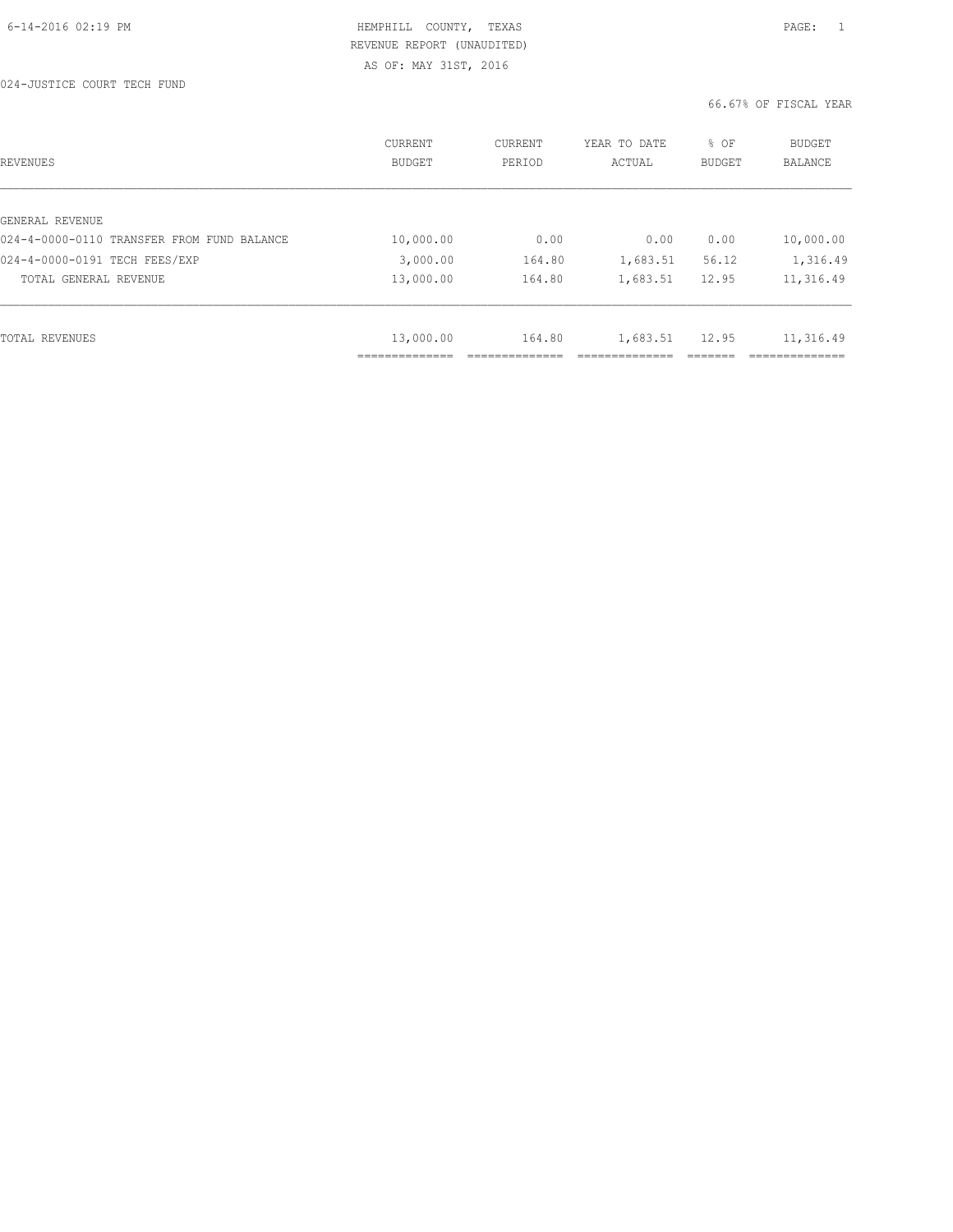HEMPHILL COUNTY, TEXAS
REVENUE REPORT (UNAUDITED)
AS OF: MAY 31ST, 2016

024-JUSTICE COURT TECH FUND

66.67% OF FISCAL YEAR

| REVENUES | CURRENT BUDGET | CURRENT PERIOD | YEAR TO DATE ACTUAL | % OF BUDGET | BUDGET BALANCE |
|---|---|---|---|---|---|
| GENERAL REVENUE | | | | | |
| 024-4-0000-0110 TRANSFER FROM FUND BALANCE | 10,000.00 | 0.00 | 0.00 | 0.00 | 10,000.00 |
| 024-4-0000-0191 TECH FEES/EXP | 3,000.00 | 164.80 | 1,683.51 | 56.12 | 1,316.49 |
| TOTAL GENERAL REVENUE | 13,000.00 | 164.80 | 1,683.51 | 12.95 | 11,316.49 |
| TOTAL REVENUES | 13,000.00 | 164.80 | 1,683.51 | 12.95 | 11,316.49 |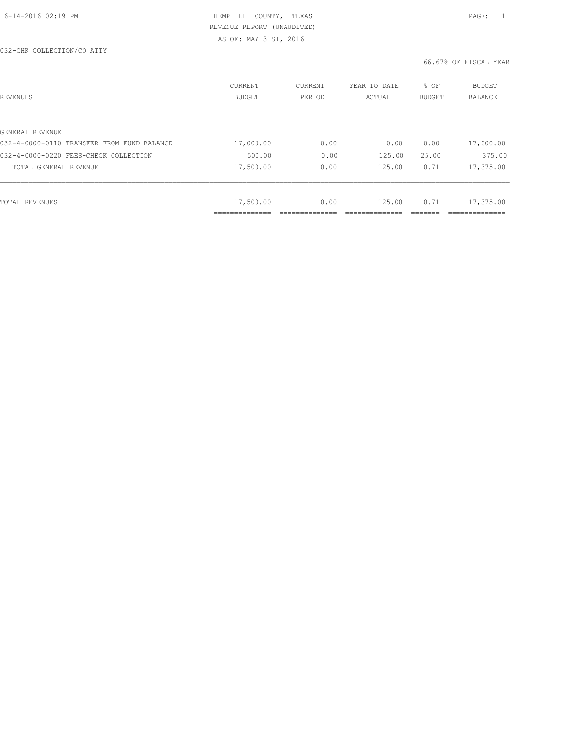HEMPHILL COUNTY, TEXAS
REVENUE REPORT (UNAUDITED)
AS OF: MAY 31ST, 2016

032-CHK COLLECTION/CO ATTY

66.67% OF FISCAL YEAR

| REVENUES | CURRENT BUDGET | CURRENT PERIOD | YEAR TO DATE ACTUAL | % OF BUDGET | BUDGET BALANCE |
|---|---|---|---|---|---|
| GENERAL REVENUE | | | | | |
| 032-4-0000-0110 TRANSFER FROM FUND BALANCE | 17,000.00 | 0.00 | 0.00 | 0.00 | 17,000.00 |
| 032-4-0000-0220 FEES-CHECK COLLECTION | 500.00 | 0.00 | 125.00 | 25.00 | 375.00 |
| TOTAL GENERAL REVENUE | 17,500.00 | 0.00 | 125.00 | 0.71 | 17,375.00 |
| TOTAL REVENUES | 17,500.00 | 0.00 | 125.00 | 0.71 | 17,375.00 |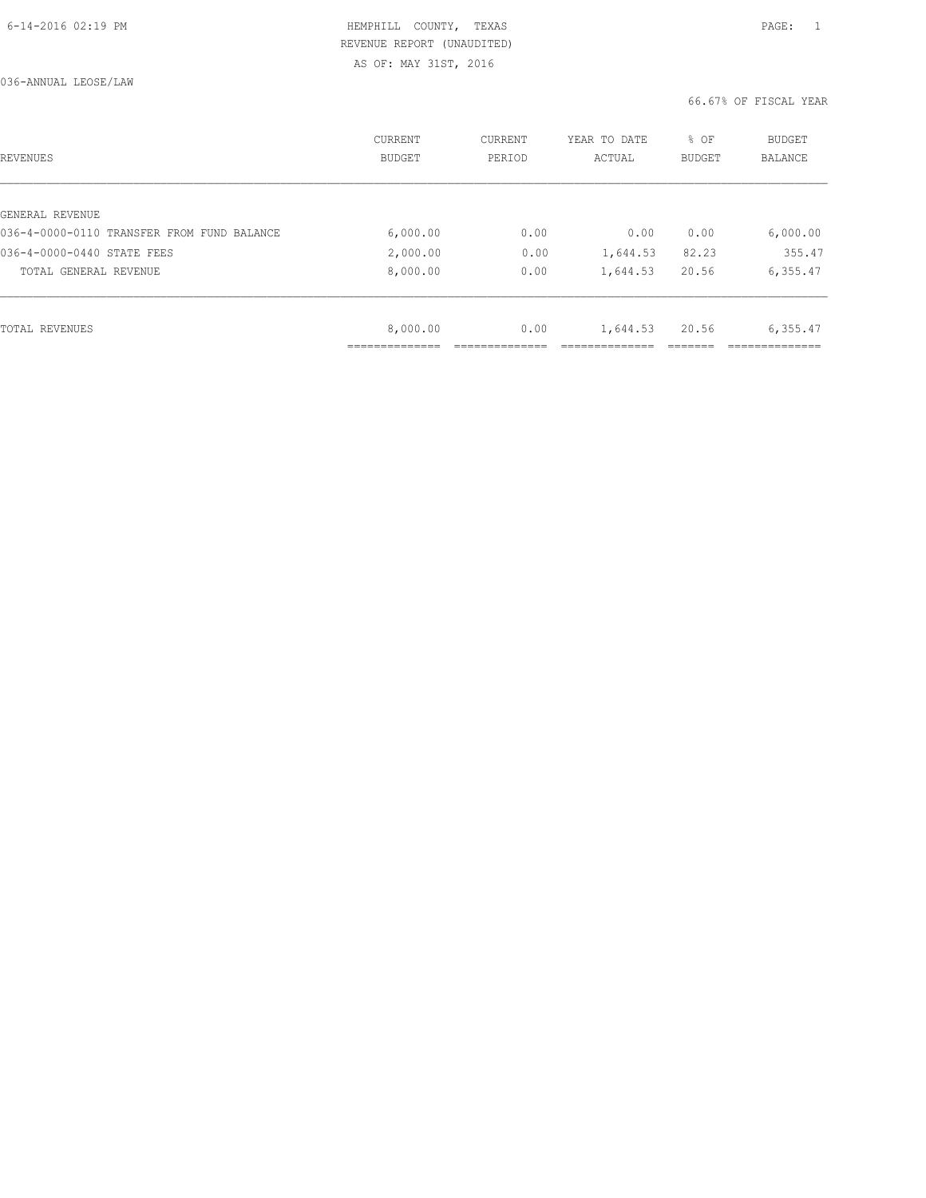HEMPHILL COUNTY, TEXAS
REVENUE REPORT (UNAUDITED)
AS OF: MAY 31ST, 2016

036-ANNUAL LEOSE/LAW

66.67% OF FISCAL YEAR

| REVENUES | CURRENT BUDGET | CURRENT PERIOD | YEAR TO DATE ACTUAL | % OF BUDGET | BUDGET BALANCE |
|---|---|---|---|---|---|
| GENERAL REVENUE | | | | | |
| 036-4-0000-0110 TRANSFER FROM FUND BALANCE | 6,000.00 | 0.00 | 0.00 | 0.00 | 6,000.00 |
| 036-4-0000-0440 STATE FEES | 2,000.00 | 0.00 | 1,644.53 | 82.23 | 355.47 |
| TOTAL GENERAL REVENUE | 8,000.00 | 0.00 | 1,644.53 | 20.56 | 6,355.47 |
| TOTAL REVENUES | 8,000.00 | 0.00 | 1,644.53 | 20.56 | 6,355.47 |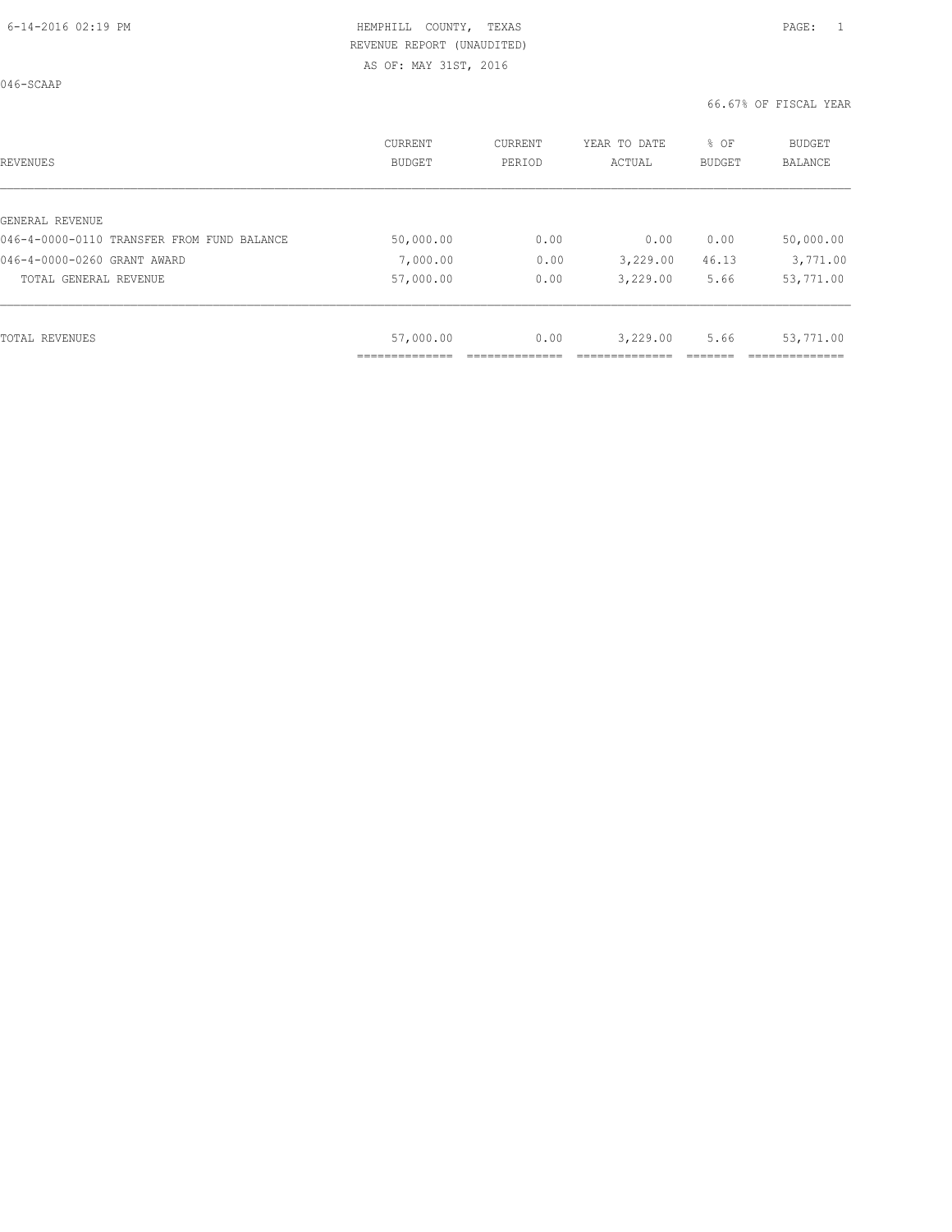HEMPHILL COUNTY, TEXAS
REVENUE REPORT (UNAUDITED)
AS OF: MAY 31ST, 2016

046-SCAAP

66.67% OF FISCAL YEAR

| REVENUES | CURRENT BUDGET | CURRENT PERIOD | YEAR TO DATE ACTUAL | % OF BUDGET | BUDGET BALANCE |
|---|---|---|---|---|---|
| GENERAL REVENUE | | | | | |
| 046-4-0000-0110 TRANSFER FROM FUND BALANCE | 50,000.00 | 0.00 | 0.00 | 0.00 | 50,000.00 |
| 046-4-0000-0260 GRANT AWARD | 7,000.00 | 0.00 | 3,229.00 | 46.13 | 3,771.00 |
| TOTAL GENERAL REVENUE | 57,000.00 | 0.00 | 3,229.00 | 5.66 | 53,771.00 |
| TOTAL REVENUES | 57,000.00 | 0.00 | 3,229.00 | 5.66 | 53,771.00 |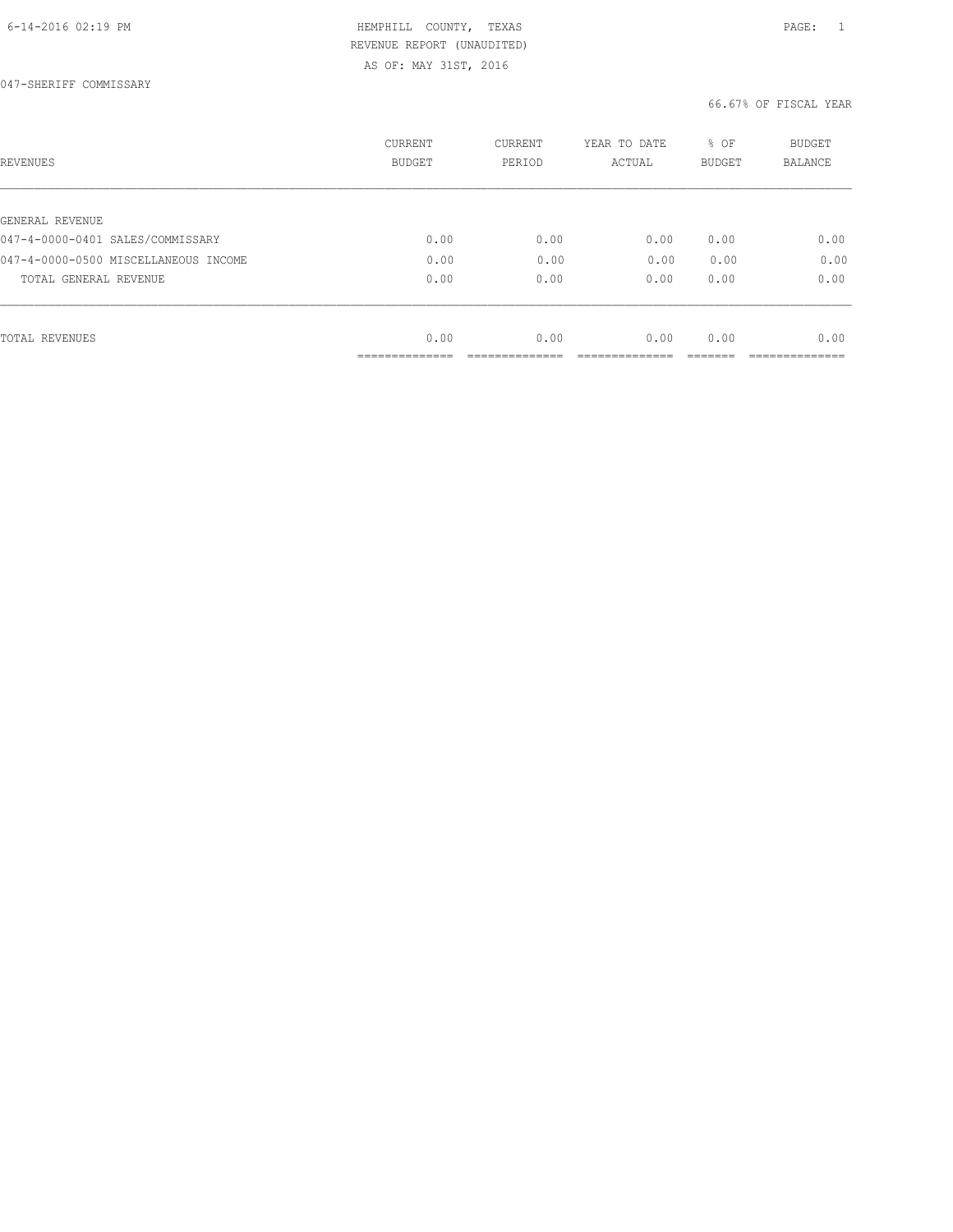HEMPHILL COUNTY, TEXAS
REVENUE REPORT (UNAUDITED)
AS OF: MAY 31ST, 2016

047-SHERIFF COMMISSARY

66.67% OF FISCAL YEAR

| REVENUES | CURRENT BUDGET | CURRENT PERIOD | YEAR TO DATE ACTUAL | % OF BUDGET | BUDGET BALANCE |
|---|---|---|---|---|---|
| GENERAL REVENUE | | | | | |
| 047-4-0000-0401 SALES/COMMISSARY | 0.00 | 0.00 | 0.00 | 0.00 | 0.00 |
| 047-4-0000-0500 MISCELLANEOUS INCOME | 0.00 | 0.00 | 0.00 | 0.00 | 0.00 |
| TOTAL GENERAL REVENUE | 0.00 | 0.00 | 0.00 | 0.00 | 0.00 |
| TOTAL REVENUES | 0.00 | 0.00 | 0.00 | 0.00 | 0.00 |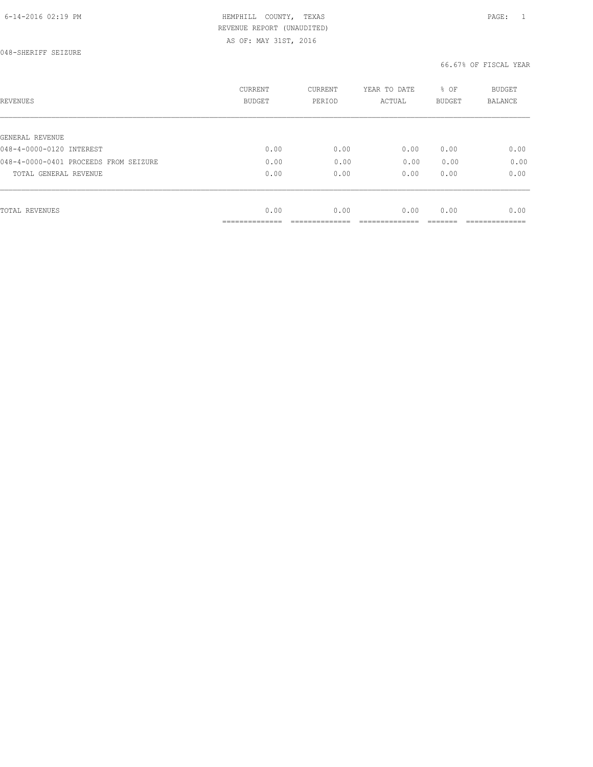HEMPHILL COUNTY, TEXAS
REVENUE REPORT (UNAUDITED)
AS OF: MAY 31ST, 2016

048-SHERIFF SEIZURE

66.67% OF FISCAL YEAR

| REVENUES | CURRENT BUDGET | CURRENT PERIOD | YEAR TO DATE ACTUAL | % OF BUDGET | BUDGET BALANCE |
|---|---|---|---|---|---|
| GENERAL REVENUE | | | | | |
| 048-4-0000-0120 INTEREST | 0.00 | 0.00 | 0.00 | 0.00 | 0.00 |
| 048-4-0000-0401 PROCEEDS FROM SEIZURE | 0.00 | 0.00 | 0.00 | 0.00 | 0.00 |
| TOTAL GENERAL REVENUE | 0.00 | 0.00 | 0.00 | 0.00 | 0.00 |
| TOTAL REVENUES | 0.00 | 0.00 | 0.00 | 0.00 | 0.00 |